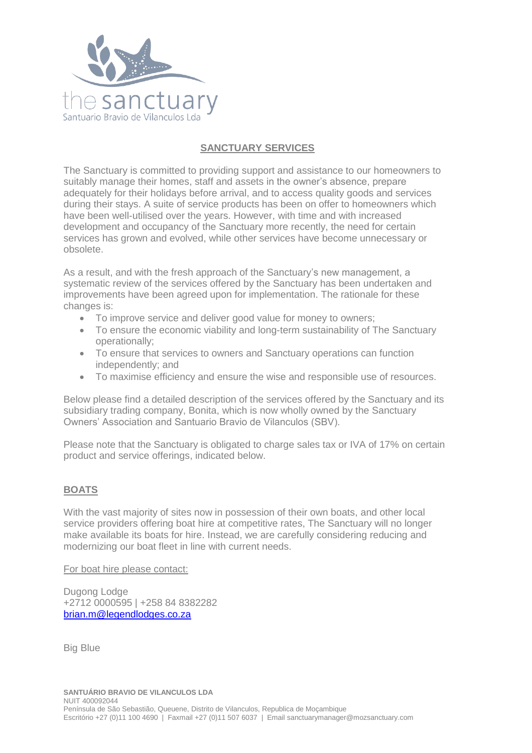the sanctuary
Santuario Bravio de Vilanculos Lda

## SANCTUARY SERVICES

The Sanctuary is committed to providing support and assistance to our homeowners to suitably manage their homes, staff and assets in the owner's absence, prepare adequately for their holidays before arrival, and to access quality goods and services during their stays. A suite of service products has been on offer to homeowners which have been well-utilised over the years. However, with time and with increased development and occupancy of the Sanctuary more recently, the need for certain services has grown and evolved, while other services have become unnecessary or obsolete.

As a result, and with the fresh approach of the Sanctuary's new management, a systematic review of the services offered by the Sanctuary has been undertaken and improvements have been agreed upon for implementation. The rationale for these changes is:

- To improve service and deliver good value for money to owners;
- To ensure the economic viability and long-term sustainability of The Sanctuary operationally;
- To ensure that services to owners and Sanctuary operations can function independently; and
- To maximise efficiency and ensure the wise and responsible use of resources.

Below please find a detailed description of the services offered by the Sanctuary and its subsidiary trading company, Bonita, which is now wholly owned by the Sanctuary Owners' Association and Santuario Bravio de Vilanculos (SBV).

Please note that the Sanctuary is obligated to charge sales tax or IVA of 17% on certain product and service offerings, indicated below.

## BOATS

With the vast majority of sites now in possession of their own boats, and other local service providers offering boat hire at competitive rates, The Sanctuary will no longer make available its boats for hire. Instead, we are carefully considering reducing and modernizing our boat fleet in line with current needs.

For boat hire please contact:

Dugong Lodge
+2712 0000595 | +258 84 8382282
brian.m@legendlodges.co.za

Big Blue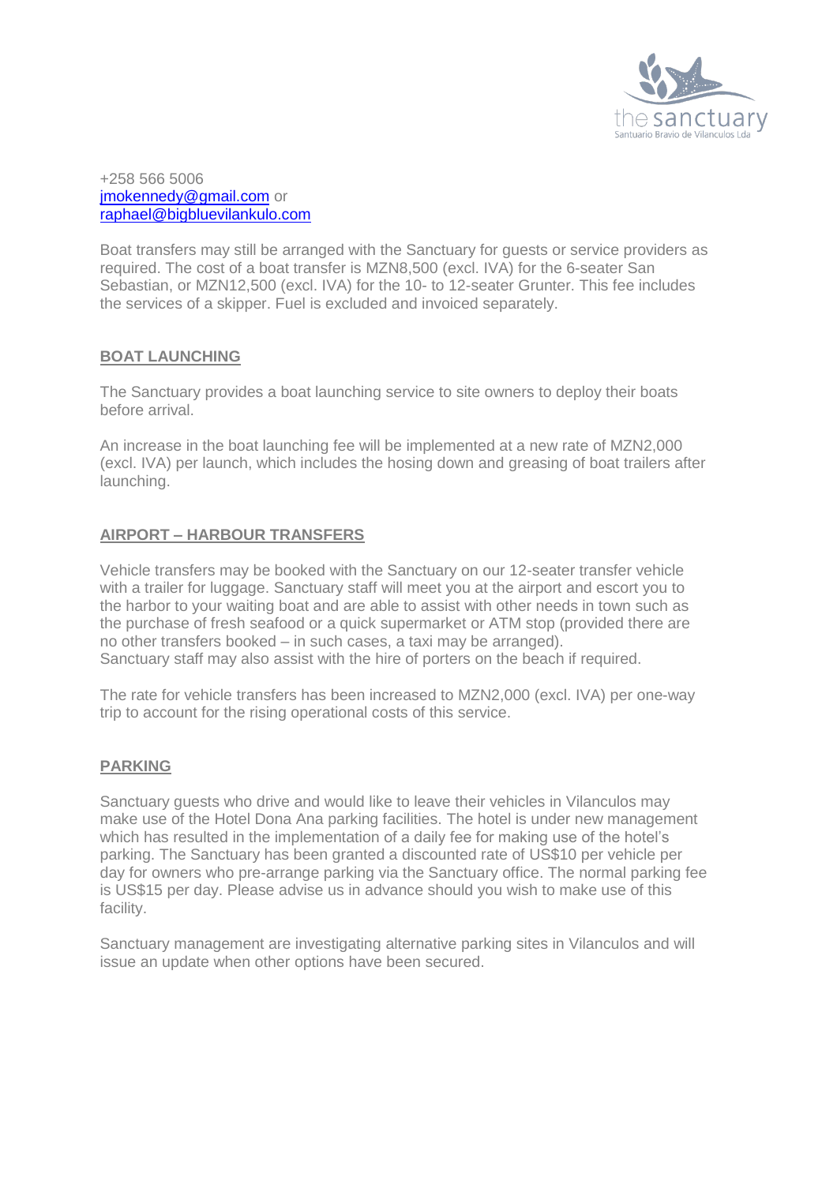+258 566 5006
jmokennedy@gmail.com or
raphael@bigbluevilankulo.com

Boat transfers may still be arranged with the Sanctuary for guests or service providers as required. The cost of a boat transfer is MZN8,500 (excl. IVA) for the 6-seater San Sebastian, or MZN12,500 (excl. IVA) for the 10- to 12-seater Grunter. This fee includes the services of a skipper. Fuel is excluded and invoiced separately.

## BOAT LAUNCHING

The Sanctuary provides a boat launching service to site owners to deploy their boats before arrival.

An increase in the boat launching fee will be implemented at a new rate of MZN2,000 (excl. IVA) per launch, which includes the hosing down and greasing of boat trailers after launching.

## AIRPORT – HARBOUR TRANSFERS

Vehicle transfers may be booked with the Sanctuary on our 12-seater transfer vehicle with a trailer for luggage. Sanctuary staff will meet you at the airport and escort you to the harbor to your waiting boat and are able to assist with other needs in town such as the purchase of fresh seafood or a quick supermarket or ATM stop (provided there are no other transfers booked – in such cases, a taxi may be arranged).
Sanctuary staff may also assist with the hire of porters on the beach if required.

The rate for vehicle transfers has been increased to MZN2,000 (excl. IVA) per one-way trip to account for the rising operational costs of this service.

## PARKING

Sanctuary guests who drive and would like to leave their vehicles in Vilanculos may make use of the Hotel Dona Ana parking facilities. The hotel is under new management which has resulted in the implementation of a daily fee for making use of the hotel's parking. The Sanctuary has been granted a discounted rate of US$10 per vehicle per day for owners who pre-arrange parking via the Sanctuary office. The normal parking fee is US$15 per day. Please advise us in advance should you wish to make use of this facility.

Sanctuary management are investigating alternative parking sites in Vilanculos and will issue an update when other options have been secured.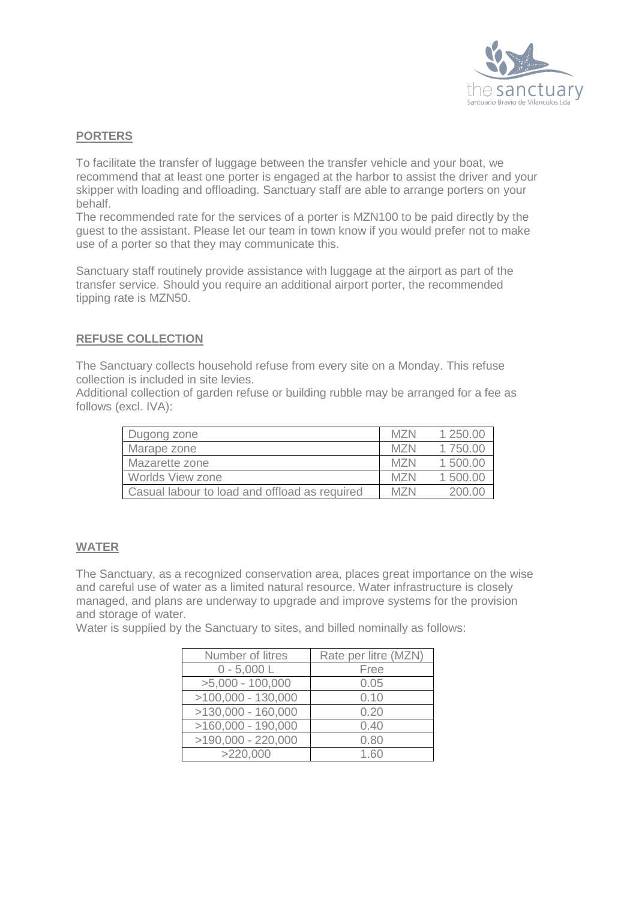## PORTERS

To facilitate the transfer of luggage between the transfer vehicle and your boat, we recommend that at least one porter is engaged at the harbor to assist the driver and your skipper with loading and offloading. Sanctuary staff are able to arrange porters on your behalf.

The recommended rate for the services of a porter is MZN100 to be paid directly by the guest to the assistant. Please let our team in town know if you would prefer not to make use of a porter so that they may communicate this.

Sanctuary staff routinely provide assistance with luggage at the airport as part of the transfer service. Should you require an additional airport porter, the recommended tipping rate is MZN50.

## REFUSE COLLECTION

The Sanctuary collects household refuse from every site on a Monday. This refuse collection is included in site levies.

Additional collection of garden refuse or building rubble may be arranged for a fee as follows (excl. IVA):

| | | |
|---|---|---|
| Dugong zone | MZN | 1 250.00 |
| Marape zone | MZN | 1 750.00 |
| Mazarette zone | MZN | 1 500.00 |
| Worlds View zone | MZN | 1 500.00 |
| Casual labour to load and offload as required | MZN | 200.00 |

## WATER

The Sanctuary, as a recognized conservation area, places great importance on the wise and careful use of water as a limited natural resource. Water infrastructure is closely managed, and plans are underway to upgrade and improve systems for the provision and storage of water.

Water is supplied by the Sanctuary to sites, and billed nominally as follows:

| Number of litres | Rate per litre (MZN) |
|---|---|
| 0 - 5,000 L | Free |
| >5,000 - 100,000 | 0.05 |
| >100,000 - 130,000 | 0.10 |
| >130,000 - 160,000 | 0.20 |
| >160,000 - 190,000 | 0.40 |
| >190,000 - 220,000 | 0.80 |
| >220,000 | 1.60 |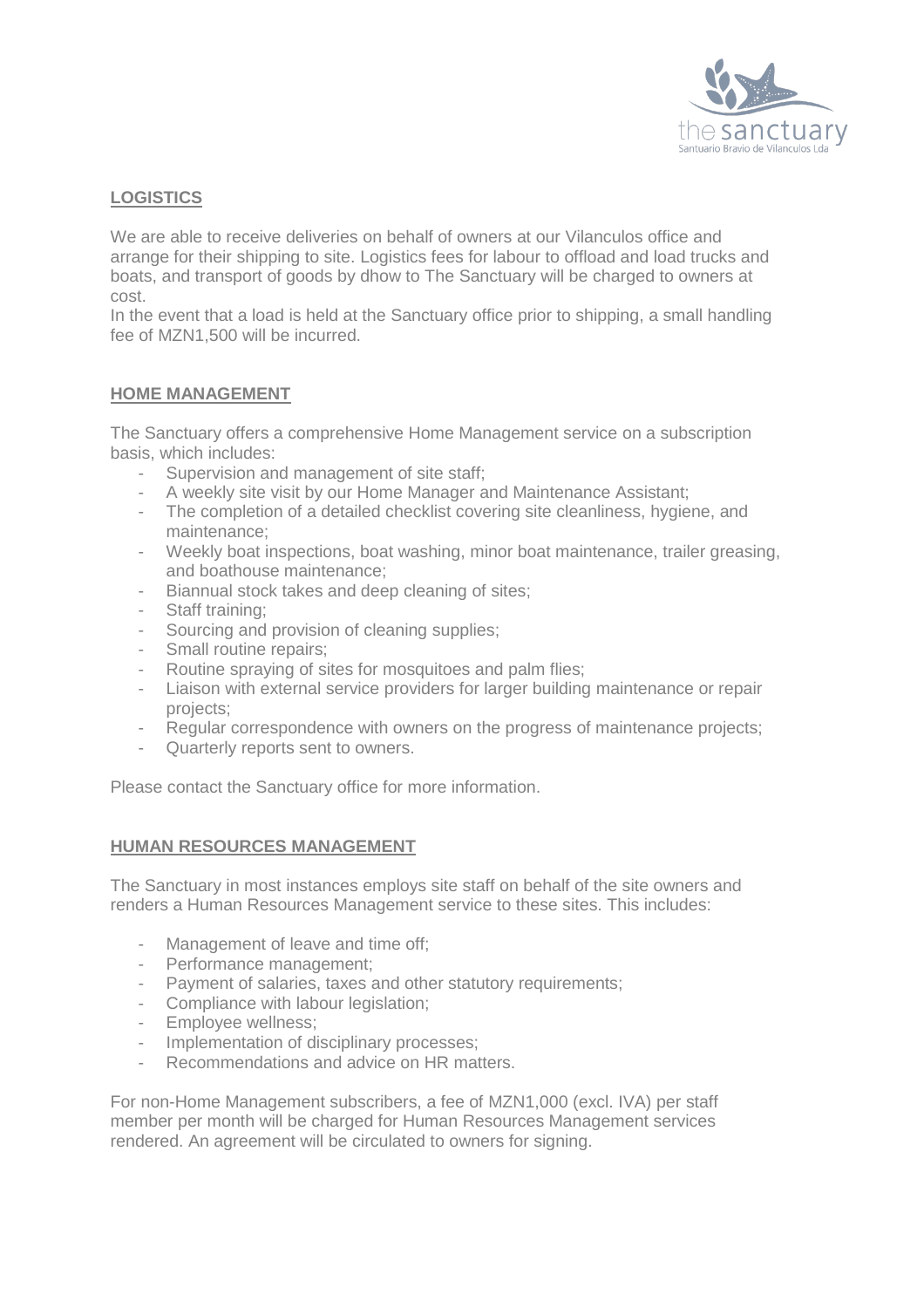## LOGISTICS

We are able to receive deliveries on behalf of owners at our Vilanculos office and arrange for their shipping to site. Logistics fees for labour to offload and load trucks and boats, and transport of goods by dhow to The Sanctuary will be charged to owners at cost.
In the event that a load is held at the Sanctuary office prior to shipping, a small handling fee of MZN1,500 will be incurred.

## HOME MANAGEMENT

The Sanctuary offers a comprehensive Home Management service on a subscription basis, which includes:

- Supervision and management of site staff;
- A weekly site visit by our Home Manager and Maintenance Assistant;
- The completion of a detailed checklist covering site cleanliness, hygiene, and maintenance;
- Weekly boat inspections, boat washing, minor boat maintenance, trailer greasing, and boathouse maintenance;
- Biannual stock takes and deep cleaning of sites;
- Staff training;
- Sourcing and provision of cleaning supplies;
- Small routine repairs;
- Routine spraying of sites for mosquitoes and palm flies;
- Liaison with external service providers for larger building maintenance or repair projects;
- Regular correspondence with owners on the progress of maintenance projects;
- Quarterly reports sent to owners.

Please contact the Sanctuary office for more information.

## HUMAN RESOURCES MANAGEMENT

The Sanctuary in most instances employs site staff on behalf of the site owners and renders a Human Resources Management service to these sites. This includes:

- Management of leave and time off;
- Performance management;
- Payment of salaries, taxes and other statutory requirements;
- Compliance with labour legislation;
- Employee wellness;
- Implementation of disciplinary processes;
- Recommendations and advice on HR matters.

For non-Home Management subscribers, a fee of MZN1,000 (excl. IVA) per staff member per month will be charged for Human Resources Management services rendered. An agreement will be circulated to owners for signing.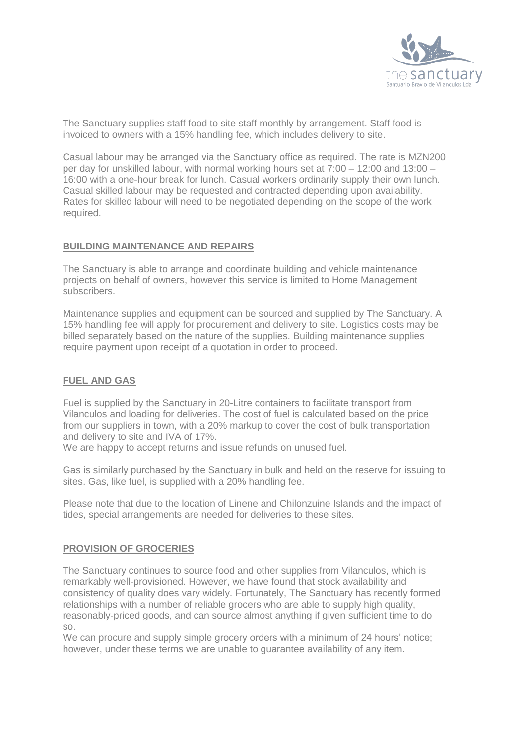The Sanctuary supplies staff food to site staff monthly by arrangement. Staff food is invoiced to owners with a 15% handling fee, which includes delivery to site.

Casual labour may be arranged via the Sanctuary office as required. The rate is MZN200 per day for unskilled labour, with normal working hours set at 7:00 – 12:00 and 13:00 – 16:00 with a one-hour break for lunch. Casual workers ordinarily supply their own lunch. Casual skilled labour may be requested and contracted depending upon availability. Rates for skilled labour will need to be negotiated depending on the scope of the work required.

## BUILDING MAINTENANCE AND REPAIRS

The Sanctuary is able to arrange and coordinate building and vehicle maintenance projects on behalf of owners, however this service is limited to Home Management subscribers.

Maintenance supplies and equipment can be sourced and supplied by The Sanctuary. A 15% handling fee will apply for procurement and delivery to site. Logistics costs may be billed separately based on the nature of the supplies. Building maintenance supplies require payment upon receipt of a quotation in order to proceed.

## FUEL AND GAS

Fuel is supplied by the Sanctuary in 20-Litre containers to facilitate transport from Vilanculos and loading for deliveries. The cost of fuel is calculated based on the price from our suppliers in town, with a 20% markup to cover the cost of bulk transportation and delivery to site and IVA of 17%.
We are happy to accept returns and issue refunds on unused fuel.

Gas is similarly purchased by the Sanctuary in bulk and held on the reserve for issuing to sites. Gas, like fuel, is supplied with a 20% handling fee.

Please note that due to the location of Linene and Chilonzuine Islands and the impact of tides, special arrangements are needed for deliveries to these sites.

## PROVISION OF GROCERIES

The Sanctuary continues to source food and other supplies from Vilanculos, which is remarkably well-provisioned. However, we have found that stock availability and consistency of quality does vary widely. Fortunately, The Sanctuary has recently formed relationships with a number of reliable grocers who are able to supply high quality, reasonably-priced goods, and can source almost anything if given sufficient time to do so.
We can procure and supply simple grocery orders with a minimum of 24 hours' notice; however, under these terms we are unable to guarantee availability of any item.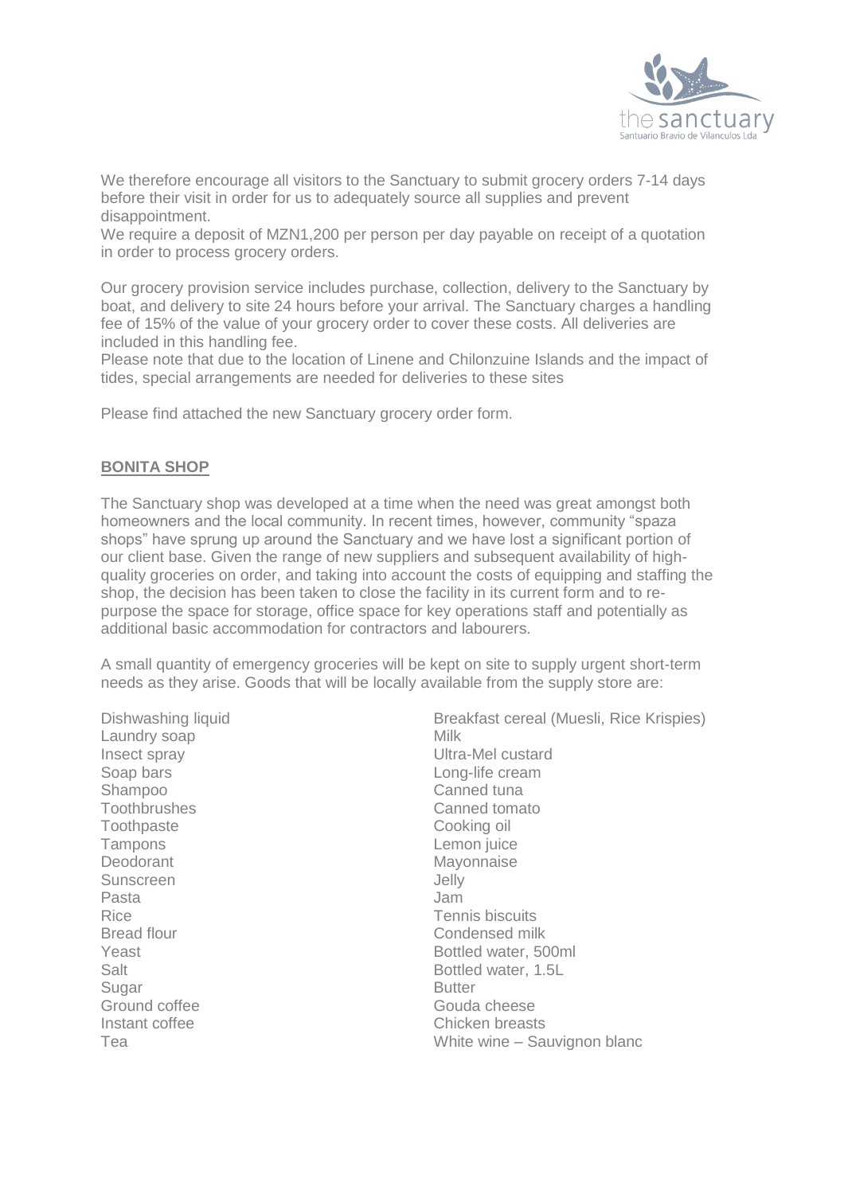We therefore encourage all visitors to the Sanctuary to submit grocery orders 7-14 days before their visit in order for us to adequately source all supplies and prevent disappointment.
We require a deposit of MZN1,200 per person per day payable on receipt of a quotation in order to process grocery orders.

Our grocery provision service includes purchase, collection, delivery to the Sanctuary by boat, and delivery to site 24 hours before your arrival. The Sanctuary charges a handling fee of 15% of the value of your grocery order to cover these costs. All deliveries are included in this handling fee.
Please note that due to the location of Linene and Chilonzuine Islands and the impact of tides, special arrangements are needed for deliveries to these sites

Please find attached the new Sanctuary grocery order form.

**BONITA SHOP**

The Sanctuary shop was developed at a time when the need was great amongst both homeowners and the local community. In recent times, however, community "spaza shops" have sprung up around the Sanctuary and we have lost a significant portion of our client base. Given the range of new suppliers and subsequent availability of high-quality groceries on order, and taking into account the costs of equipping and staffing the shop, the decision has been taken to close the facility in its current form and to re-purpose the space for storage, office space for key operations staff and potentially as additional basic accommodation for contractors and labourers.

A small quantity of emergency groceries will be kept on site to supply urgent short-term needs as they arise. Goods that will be locally available from the supply store are:

Dishwashing liquid
Laundry soap
Insect spray
Soap bars
Shampoo
Toothbrushes
Toothpaste
Tampons
Deodorant
Sunscreen
Pasta
Rice
Bread flour
Yeast
Salt
Sugar
Ground coffee
Instant coffee
Tea
Breakfast cereal (Muesli, Rice Krispies)
Milk
Ultra-Mel custard
Long-life cream
Canned tuna
Canned tomato
Cooking oil
Lemon juice
Mayonnaise
Jelly
Jam
Tennis biscuits
Condensed milk
Bottled water, 500ml
Bottled water, 1.5L
Butter
Gouda cheese
Chicken breasts
White wine – Sauvignon blanc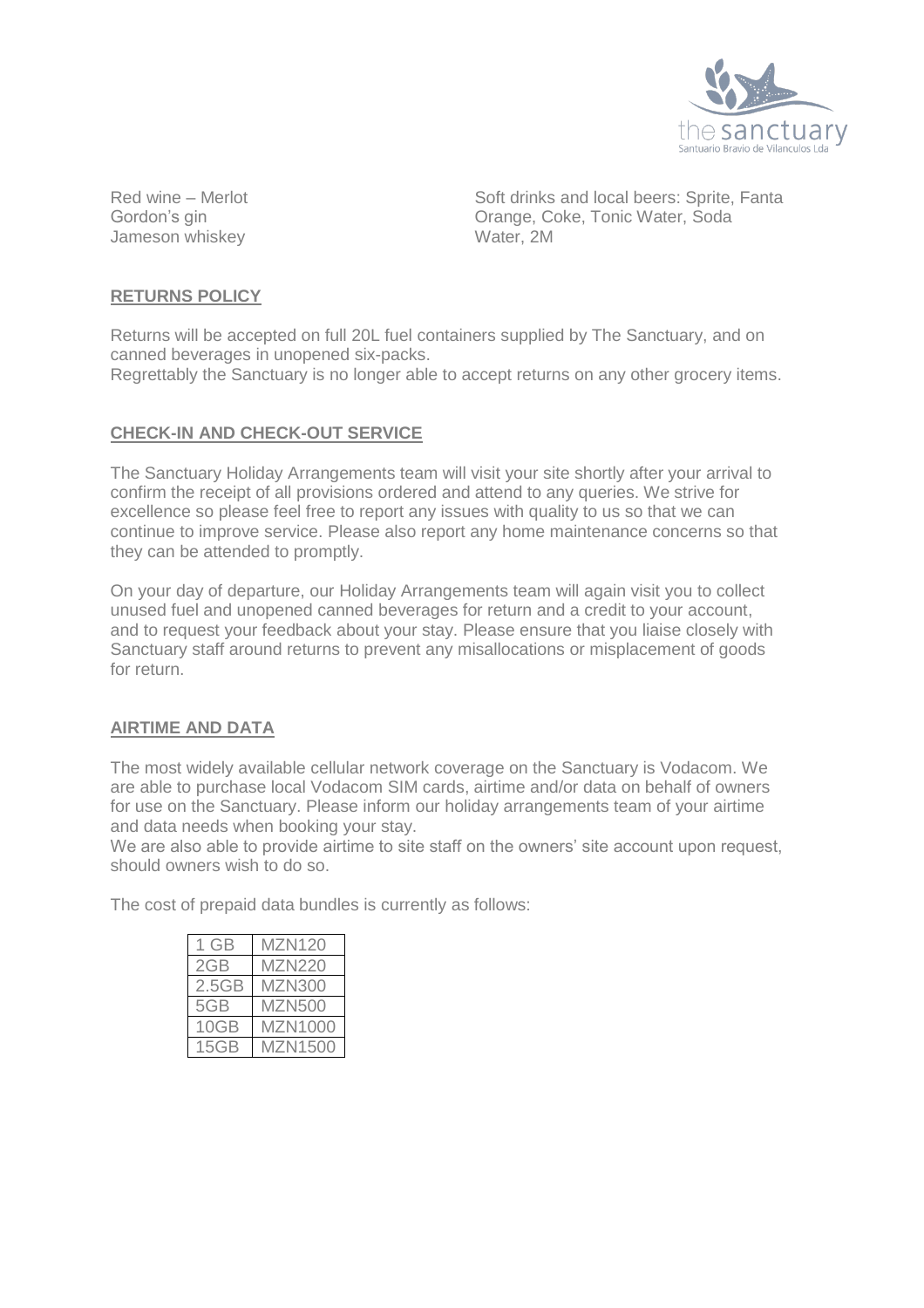Red wine – Merlot
Gordon's gin
Jameson whiskey

Soft drinks and local beers: Sprite, Fanta Orange, Coke, Tonic Water, Soda Water, 2M

## RETURNS POLICY

Returns will be accepted on full 20L fuel containers supplied by The Sanctuary, and on canned beverages in unopened six-packs.
Regrettably the Sanctuary is no longer able to accept returns on any other grocery items.

## CHECK-IN AND CHECK-OUT SERVICE

The Sanctuary Holiday Arrangements team will visit your site shortly after your arrival to confirm the receipt of all provisions ordered and attend to any queries. We strive for excellence so please feel free to report any issues with quality to us so that we can continue to improve service. Please also report any home maintenance concerns so that they can be attended to promptly.

On your day of departure, our Holiday Arrangements team will again visit you to collect unused fuel and unopened canned beverages for return and a credit to your account, and to request your feedback about your stay. Please ensure that you liaise closely with Sanctuary staff around returns to prevent any misallocations or misplacement of goods for return.

## AIRTIME AND DATA

The most widely available cellular network coverage on the Sanctuary is Vodacom. We are able to purchase local Vodacom SIM cards, airtime and/or data on behalf of owners for use on the Sanctuary. Please inform our holiday arrangements team of your airtime and data needs when booking your stay.
We are also able to provide airtime to site staff on the owners' site account upon request, should owners wish to do so.

The cost of prepaid data bundles is currently as follows:

| 1 GB | MZN120 |
|---|---|
| 2GB | MZN220 |
| 2.5GB | MZN300 |
| 5GB | MZN500 |
| 10GB | MZN1000 |
| 15GB | MZN1500 |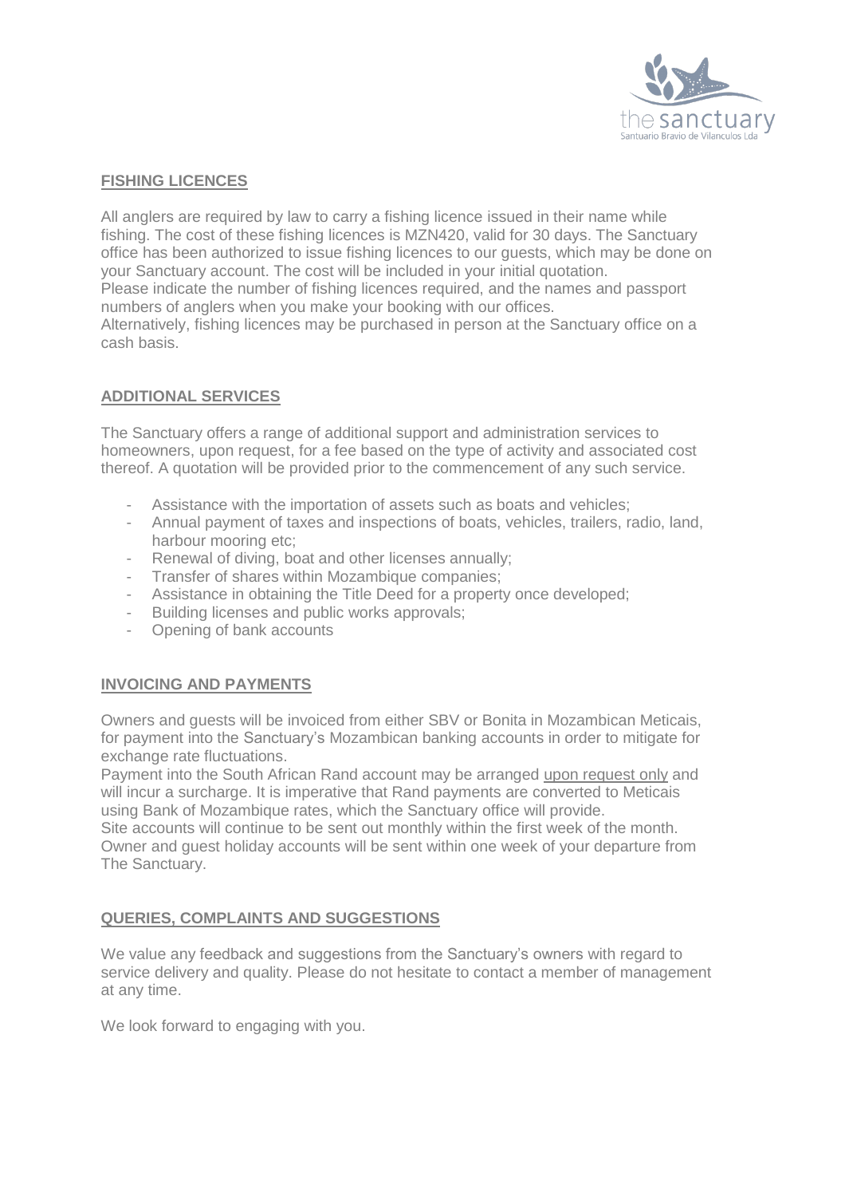## FISHING LICENCES

All anglers are required by law to carry a fishing licence issued in their name while fishing. The cost of these fishing licences is MZN420, valid for 30 days. The Sanctuary office has been authorized to issue fishing licences to our guests, which may be done on your Sanctuary account. The cost will be included in your initial quotation.
Please indicate the number of fishing licences required, and the names and passport numbers of anglers when you make your booking with our offices.
Alternatively, fishing licences may be purchased in person at the Sanctuary office on a cash basis.

## ADDITIONAL SERVICES

The Sanctuary offers a range of additional support and administration services to homeowners, upon request, for a fee based on the type of activity and associated cost thereof. A quotation will be provided prior to the commencement of any such service.

- Assistance with the importation of assets such as boats and vehicles;
- Annual payment of taxes and inspections of boats, vehicles, trailers, radio, land, harbour mooring etc;
- Renewal of diving, boat and other licenses annually;
- Transfer of shares within Mozambique companies;
- Assistance in obtaining the Title Deed for a property once developed;
- Building licenses and public works approvals;
- Opening of bank accounts

## INVOICING AND PAYMENTS

Owners and guests will be invoiced from either SBV or Bonita in Mozambican Meticais, for payment into the Sanctuary's Mozambican banking accounts in order to mitigate for exchange rate fluctuations.
Payment into the South African Rand account may be arranged upon request only and will incur a surcharge. It is imperative that Rand payments are converted to Meticais using Bank of Mozambique rates, which the Sanctuary office will provide.
Site accounts will continue to be sent out monthly within the first week of the month.
Owner and guest holiday accounts will be sent within one week of your departure from The Sanctuary.

## QUERIES, COMPLAINTS AND SUGGESTIONS

We value any feedback and suggestions from the Sanctuary's owners with regard to service delivery and quality. Please do not hesitate to contact a member of management at any time.

We look forward to engaging with you.